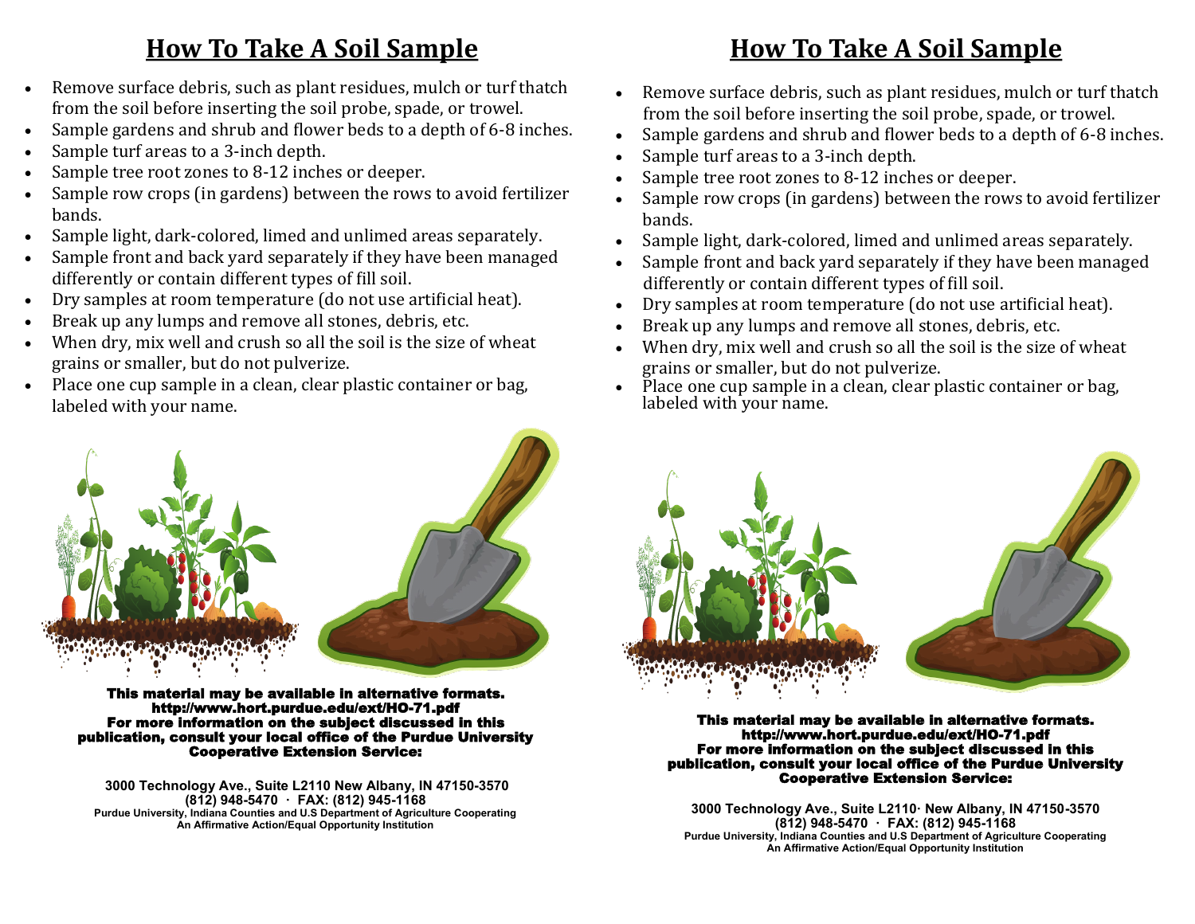# How To Take A Soil Sample

- Remove surface debris, such as plant residues, mulch or turf thatch from the soil before inserting the soil probe, spade, or trowel.
- Sample gardens and shrub and flower beds to a depth of 6-8 inches.
- Sample turf areas to a 3-inch depth.
- Sample tree root zones to 8-12 inches or deeper.
- Sample row crops (in gardens) between the rows to avoid fertilizer bands.
- Sample light, dark-colored, limed and unlimed areas separately.
- Sample front and back yard separately if they have been managed differently or contain different types of fill soil.
- Dry samples at room temperature (do not use artificial heat).
- Break up any lumps and remove all stones, debris, etc.
- When dry, mix well and crush so all the soil is the size of wheat grains or smaller, but do not pulverize.
- Place one cup sample in a clean, clear plastic container or bag, labeled with your name.

**This material may be available in alternative formats.**
**http://www.hort.purdue.edu/ext/HO-71.pdf**
**For more information on the subject discussed in this publication, consult your local office of the Purdue University Cooperative Extension Service:**

**3000 Technology Ave., Suite L2110 New Albany, IN 47150-3570**
**(812) 948-5470 · FAX: (812) 945-1168**
**Purdue University, Indiana Counties and U.S Department of Agriculture Cooperating**
**An Affirmative Action/Equal Opportunity Institution**

# How To Take A Soil Sample

- Remove surface debris, such as plant residues, mulch or turf thatch from the soil before inserting the soil probe, spade, or trowel.
- Sample gardens and shrub and flower beds to a depth of 6-8 inches.
- Sample turf areas to a 3-inch depth.
- Sample tree root zones to 8-12 inches or deeper.
- Sample row crops (in gardens) between the rows to avoid fertilizer bands.
- Sample light, dark-colored, limed and unlimed areas separately.
- Sample front and back yard separately if they have been managed differently or contain different types of fill soil.
- Dry samples at room temperature (do not use artificial heat).
- Break up any lumps and remove all stones, debris, etc.
- When dry, mix well and crush so all the soil is the size of wheat grains or smaller, but do not pulverize.
- Place one cup sample in a clean, clear plastic container or bag, labeled with your name.

**This material may be available in alternative formats.**
**http://www.hort.purdue.edu/ext/HO-71.pdf**
**For more information on the subject discussed in this publication, consult your local office of the Purdue University Cooperative Extension Service:**

**3000 Technology Ave., Suite L2110· New Albany, IN 47150-3570**
**(812) 948-5470 · FAX: (812) 945-1168**
**Purdue University, Indiana Counties and U.S Department of Agriculture Cooperating**
**An Affirmative Action/Equal Opportunity Institution**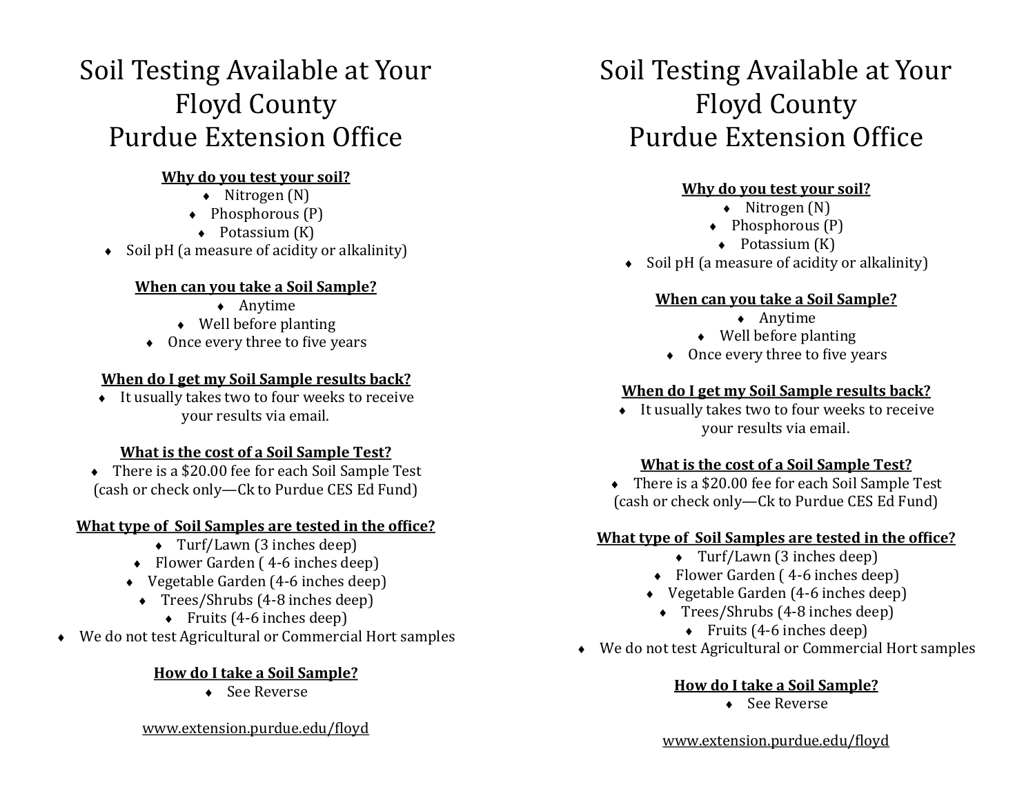# Soil Testing Available at Your Floyd County Purdue Extension Office

**Why do you test your soil?**

- Nitrogen (N)
- Phosphorous (P)
- Potassium (K)
- Soil pH (a measure of acidity or alkalinity)

**When can you take a Soil Sample?**

- Anytime
- Well before planting
- Once every three to five years

**When do I get my Soil Sample results back?**

- It usually takes two to four weeks to receive your results via email.

**What is the cost of a Soil Sample Test?**

- There is a $20.00 fee for each Soil Sample Test (cash or check only—Ck to Purdue CES Ed Fund)

**What type of Soil Samples are tested in the office?**

- Turf/Lawn (3 inches deep)
- Flower Garden ( 4-6 inches deep)
- Vegetable Garden (4-6 inches deep)
- Trees/Shrubs (4-8 inches deep)
- Fruits (4-6 inches deep)
- We do not test Agricultural or Commercial Hort samples

**How do I take a Soil Sample?**

- See Reverse

www.extension.purdue.edu/floyd

# Soil Testing Available at Your Floyd County Purdue Extension Office

**Why do you test your soil?**

- Nitrogen (N)
- Phosphorous (P)
- Potassium (K)
- Soil pH (a measure of acidity or alkalinity)

**When can you take a Soil Sample?**

- Anytime
- Well before planting
- Once every three to five years

**When do I get my Soil Sample results back?**

- It usually takes two to four weeks to receive your results via email.

**What is the cost of a Soil Sample Test?**

- There is a $20.00 fee for each Soil Sample Test (cash or check only—Ck to Purdue CES Ed Fund)

**What type of Soil Samples are tested in the office?**

- Turf/Lawn (3 inches deep)
- Flower Garden ( 4-6 inches deep)
- Vegetable Garden (4-6 inches deep)
- Trees/Shrubs (4-8 inches deep)
- Fruits (4-6 inches deep)
- We do not test Agricultural or Commercial Hort samples

**How do I take a Soil Sample?**

- See Reverse

www.extension.purdue.edu/floyd